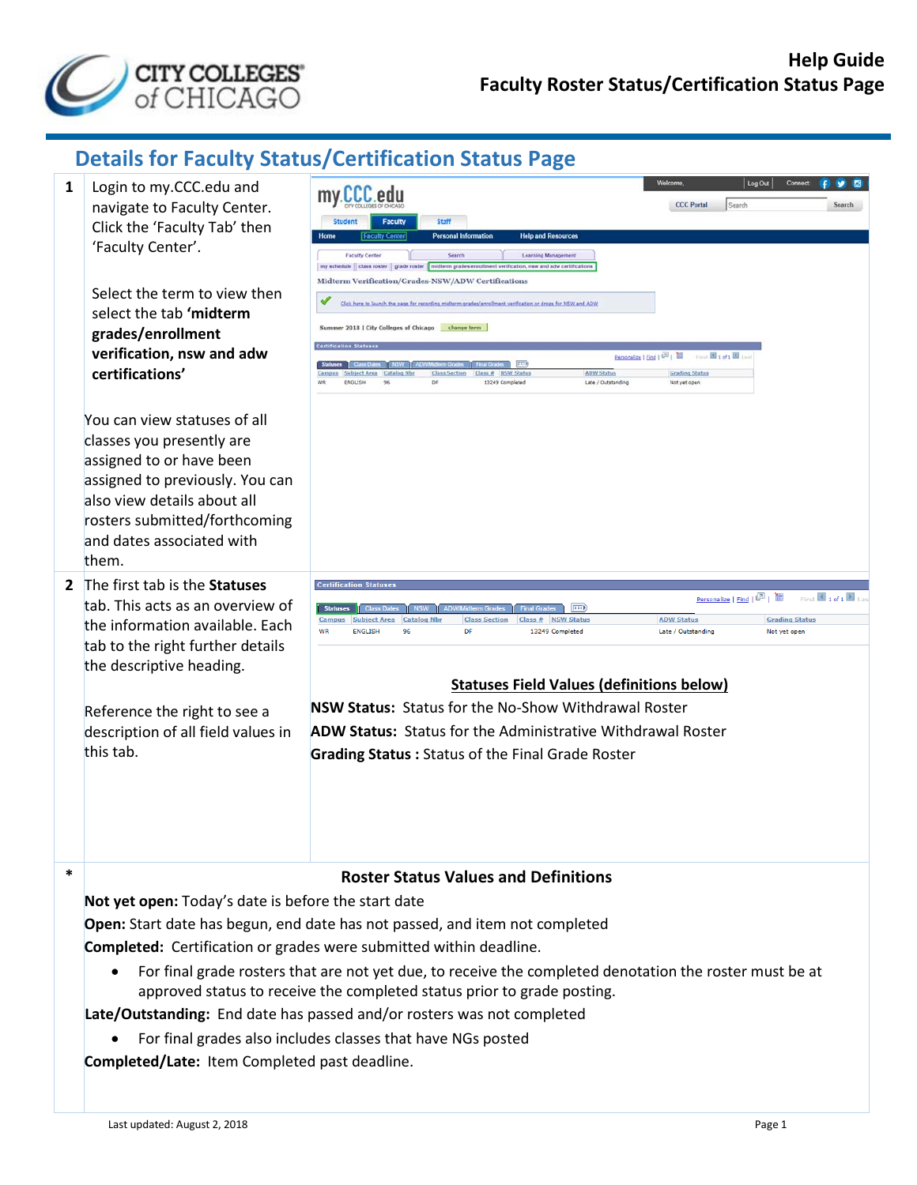# Help Guide
# Faculty Roster Status/Certification Status Page

## Details for Faculty Status/Certification Status Page

**1** Login to my.CCC.edu and navigate to Faculty Center. Click the 'Faculty Tab' then 'Faculty Center'.

Select the term to view then select the tab **'midterm grades/enrollment verification, nsw and adw certifications'**

You can view statuses of all classes you presently are assigned to or have been assigned to previously. You can also view details about all rosters submitted/forthcoming and dates associated with them.

**2** The first tab is the **Statuses** tab. This acts as an overview of the information available. Each tab to the right further details the descriptive heading.

Reference the right to see a description of all field values in this tab.

**Statuses Field Values (definitions below)**

**NSW Status:** Status for the No-Show Withdrawal Roster

**ADW Status:** Status for the Administrative Withdrawal Roster

**Grading Status :** Status of the Final Grade Roster

**\*** **Roster Status Values and Definitions**

**Not yet open:** Today's date is before the start date

**Open:** Start date has begun, end date has not passed, and item not completed

**Completed:** Certification or grades were submitted within deadline.

- For final grade rosters that are not yet due, to receive the completed denotation the roster must be at approved status to receive the completed status prior to grade posting.

**Late/Outstanding:** End date has passed and/or rosters was not completed

- For final grades also includes classes that have NGs posted

**Completed/Late:** Item Completed past deadline.

Last updated: August 2, 2018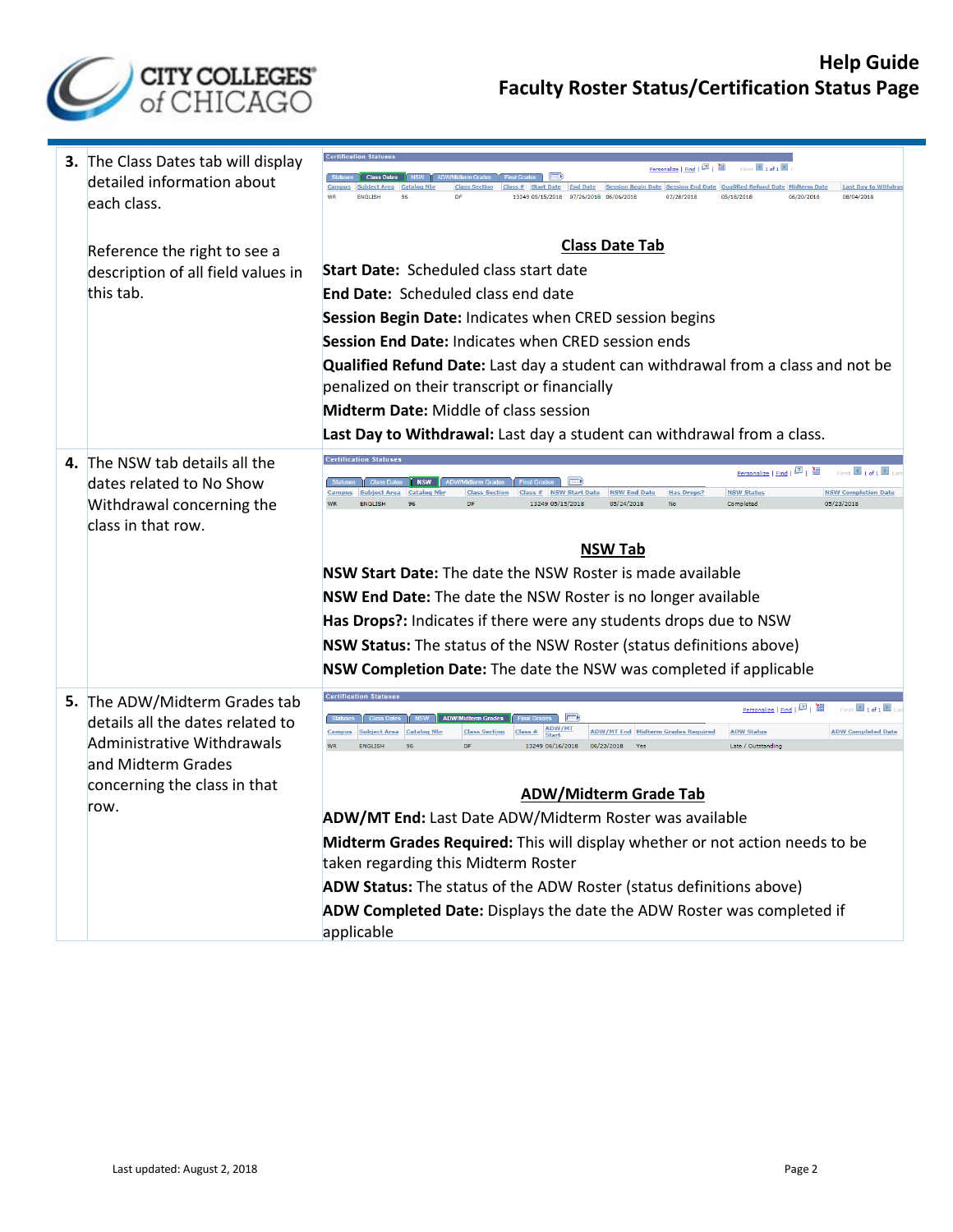3. The Class Dates tab will display detailed information about each class.

   Reference the right to see a description of all field values in this tab.

| Campus | Subject Area | Catalog Nbr | Class Section | Class # | Start Date | End Date | Session Begin Date | Session End Date | Qualified Refund Date | Midterm Date | Last Day to Withdraw |
|---|---|---|---|---|---|---|---|---|---|---|---|
| WR | ENGLISH | 96 | DF | 13249 | 05/15/2018 | 07/26/2018 | 06/06/2018 | 07/28/2018 | 05/18/2018 | 06/20/2018 | 08/04/2018 |

**Class Date Tab**

**Start Date:** Scheduled class start date

**End Date:** Scheduled class end date

**Session Begin Date:** Indicates when CRED session begins

**Session End Date:** Indicates when CRED session ends

**Qualified Refund Date:** Last day a student can withdrawal from a class and not be penalized on their transcript or financially

**Midterm Date:** Middle of class session

**Last Day to Withdrawal:** Last day a student can withdrawal from a class.

4. The NSW tab details all the dates related to No Show Withdrawal concerning the class in that row.

| Campus | Subject Area | Catalog Nbr | Class Section | Class # | NSW Start Date | NSW End Date | Has Drops? | NSW Status | NSW Completion Date |
|---|---|---|---|---|---|---|---|---|---|
| WR | ENGLISH | 96 | DF | 13249 | 05/15/2018 | 05/24/2018 | No | Completed | 05/23/2018 |

**NSW Tab**

**NSW Start Date:** The date the NSW Roster is made available

**NSW End Date:** The date the NSW Roster is no longer available

**Has Drops?:** Indicates if there were any students drops due to NSW

**NSW Status:** The status of the NSW Roster (status definitions above)

**NSW Completion Date:** The date the NSW was completed if applicable

5. The ADW/Midterm Grades tab details all the dates related to Administrative Withdrawals and Midterm Grades concerning the class in that row.

| Campus | Subject Area | Catalog Nbr | Class Section | Class # | ADW/MT Start | ADW/MT End | Midterm Grades Required | ADW Status | ADW Completed Date |
|---|---|---|---|---|---|---|---|---|---|
| WR | ENGLISH | 96 | DF | 13249 | 06/16/2018 | 06/23/2018 | Yes | Late / Outstanding | |

**ADW/Midterm Grade Tab**

**ADW/MT End:** Last Date ADW/Midterm Roster was available

**Midterm Grades Required:** This will display whether or not action needs to be taken regarding this Midterm Roster

**ADW Status:** The status of the ADW Roster (status definitions above)

**ADW Completed Date:** Displays the date the ADW Roster was completed if applicable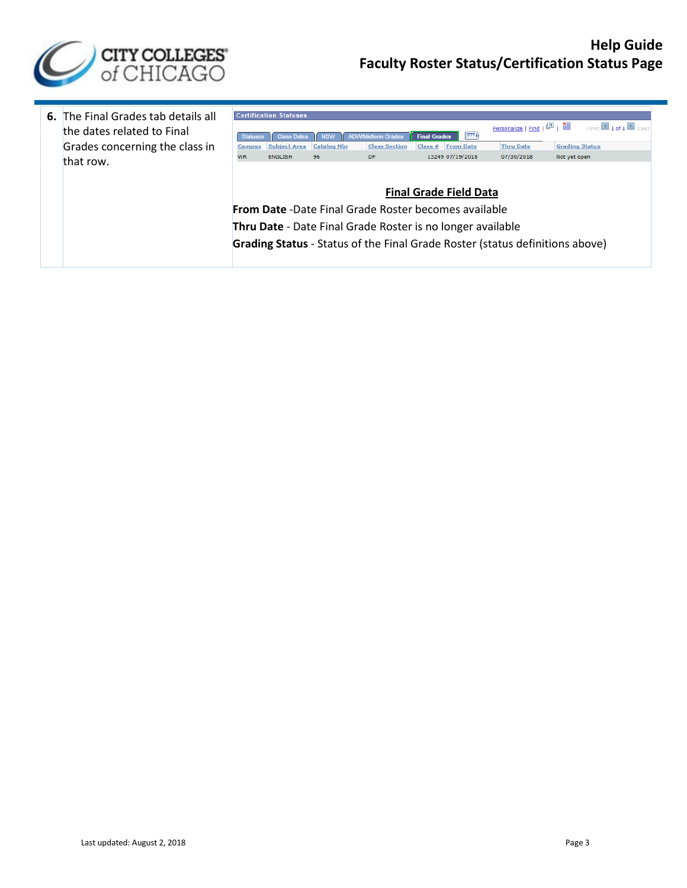6. The Final Grades tab details all the dates related to Final Grades concerning the class in that row.

Certification Statuses

Statuses | Class Dates | NSW | ADW/Midterm Grades | Final Grades

Personalize | Find | First 1 of 1 Last

| Campus | Subject Area | Catalog Nbr | Class Section | Class # | From Date | Thru Date | Grading Status |
|---|---|---|---|---|---|---|---|
| WR | ENGLISH | 96 | DF | 13249 | 07/19/2018 | 07/30/2018 | Not yet open |

**Final Grade Field Data**

**From Date** -Date Final Grade Roster becomes available

**Thru Date** - Date Final Grade Roster is no longer available

**Grading Status** - Status of the Final Grade Roster (status definitions above)

Last updated: August 2, 2018